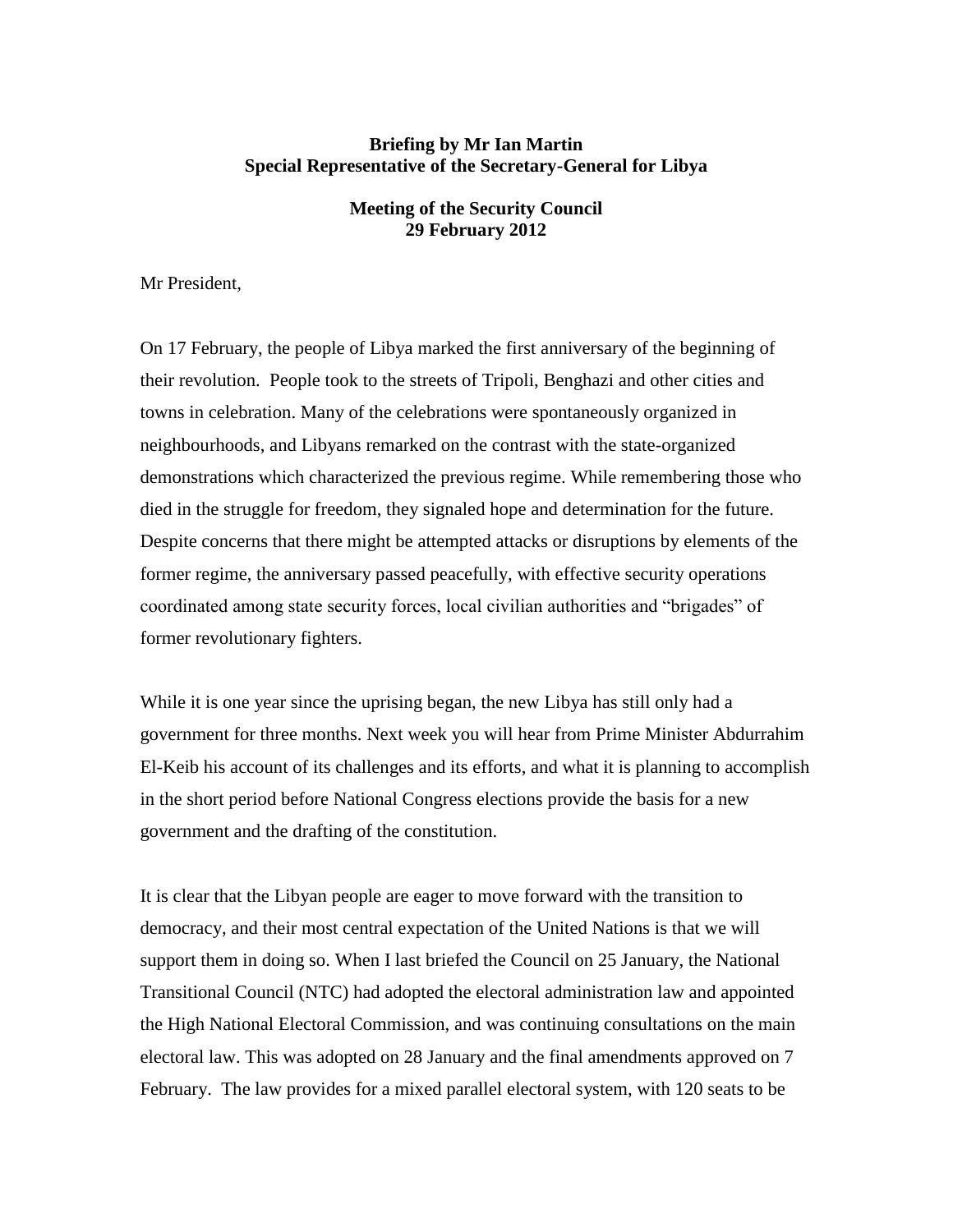**Briefing by Mr Ian Martin**
**Special Representative of the Secretary-General for Libya**

**Meeting of the Security Council**
**29 February 2012**

Mr President,

On 17 February, the people of Libya marked the first anniversary of the beginning of their revolution. People took to the streets of Tripoli, Benghazi and other cities and towns in celebration. Many of the celebrations were spontaneously organized in neighbourhoods, and Libyans remarked on the contrast with the state-organized demonstrations which characterized the previous regime. While remembering those who died in the struggle for freedom, they signaled hope and determination for the future. Despite concerns that there might be attempted attacks or disruptions by elements of the former regime, the anniversary passed peacefully, with effective security operations coordinated among state security forces, local civilian authorities and "brigades" of former revolutionary fighters.

While it is one year since the uprising began, the new Libya has still only had a government for three months. Next week you will hear from Prime Minister Abdurrahim El-Keib his account of its challenges and its efforts, and what it is planning to accomplish in the short period before National Congress elections provide the basis for a new government and the drafting of the constitution.

It is clear that the Libyan people are eager to move forward with the transition to democracy, and their most central expectation of the United Nations is that we will support them in doing so. When I last briefed the Council on 25 January, the National Transitional Council (NTC) had adopted the electoral administration law and appointed the High National Electoral Commission, and was continuing consultations on the main electoral law. This was adopted on 28 January and the final amendments approved on 7 February. The law provides for a mixed parallel electoral system, with 120 seats to be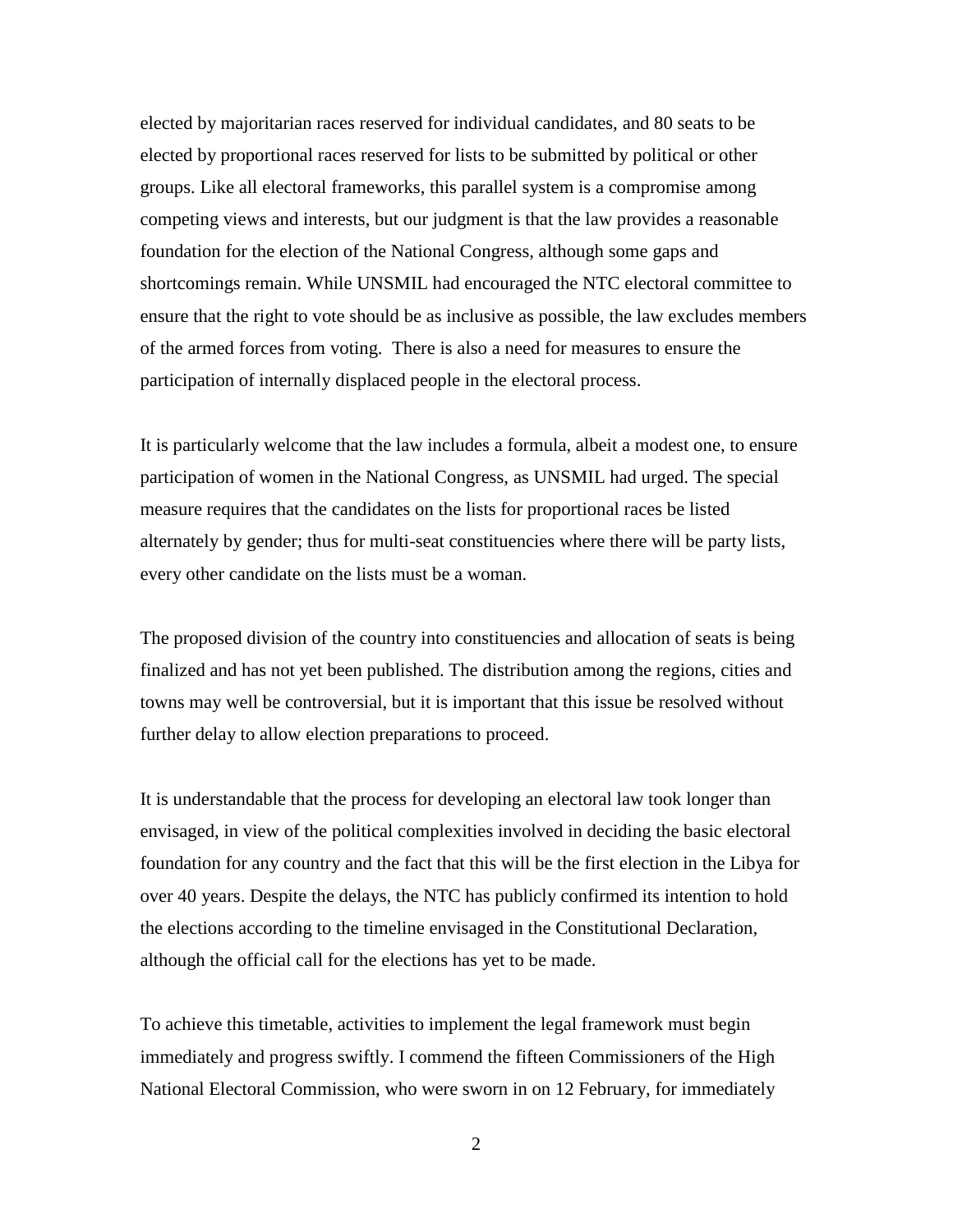elected by majoritarian races reserved for individual candidates, and 80 seats to be elected by proportional races reserved for lists to be submitted by political or other groups. Like all electoral frameworks, this parallel system is a compromise among competing views and interests, but our judgment is that the law provides a reasonable foundation for the election of the National Congress, although some gaps and shortcomings remain. While UNSMIL had encouraged the NTC electoral committee to ensure that the right to vote should be as inclusive as possible, the law excludes members of the armed forces from voting. There is also a need for measures to ensure the participation of internally displaced people in the electoral process.

It is particularly welcome that the law includes a formula, albeit a modest one, to ensure participation of women in the National Congress, as UNSMIL had urged. The special measure requires that the candidates on the lists for proportional races be listed alternately by gender; thus for multi-seat constituencies where there will be party lists, every other candidate on the lists must be a woman.

The proposed division of the country into constituencies and allocation of seats is being finalized and has not yet been published. The distribution among the regions, cities and towns may well be controversial, but it is important that this issue be resolved without further delay to allow election preparations to proceed.

It is understandable that the process for developing an electoral law took longer than envisaged, in view of the political complexities involved in deciding the basic electoral foundation for any country and the fact that this will be the first election in the Libya for over 40 years. Despite the delays, the NTC has publicly confirmed its intention to hold the elections according to the timeline envisaged in the Constitutional Declaration, although the official call for the elections has yet to be made.

To achieve this timetable, activities to implement the legal framework must begin immediately and progress swiftly. I commend the fifteen Commissioners of the High National Electoral Commission, who were sworn in on 12 February, for immediately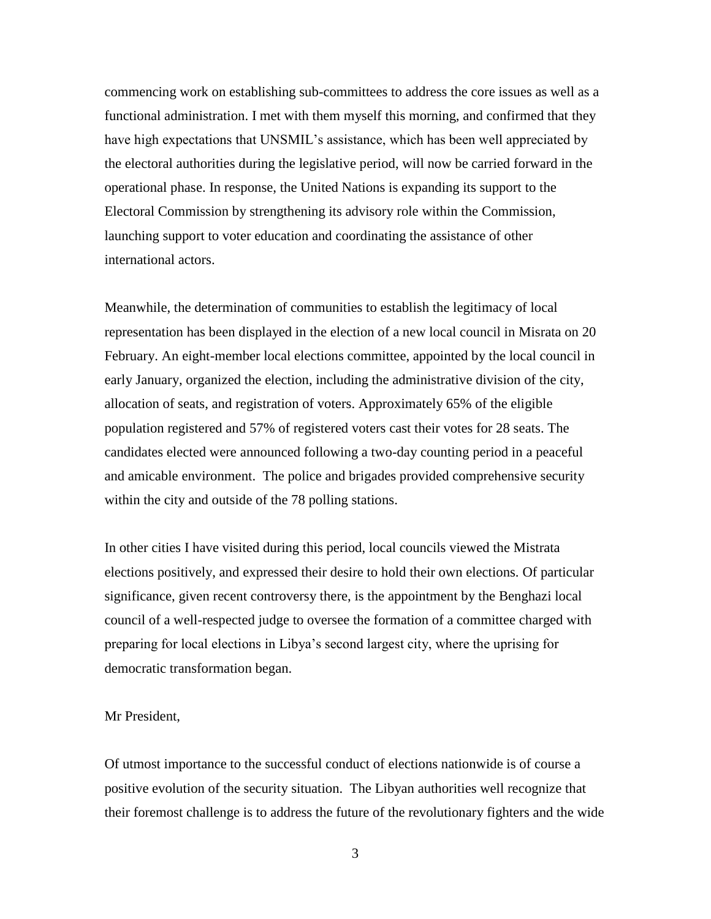commencing work on establishing sub-committees to address the core issues as well as a functional administration. I met with them myself this morning, and confirmed that they have high expectations that UNSMIL's assistance, which has been well appreciated by the electoral authorities during the legislative period, will now be carried forward in the operational phase. In response, the United Nations is expanding its support to the Electoral Commission by strengthening its advisory role within the Commission, launching support to voter education and coordinating the assistance of other international actors.

Meanwhile, the determination of communities to establish the legitimacy of local representation has been displayed in the election of a new local council in Misrata on 20 February. An eight-member local elections committee, appointed by the local council in early January, organized the election, including the administrative division of the city, allocation of seats, and registration of voters. Approximately 65% of the eligible population registered and 57% of registered voters cast their votes for 28 seats. The candidates elected were announced following a two-day counting period in a peaceful and amicable environment. The police and brigades provided comprehensive security within the city and outside of the 78 polling stations.

In other cities I have visited during this period, local councils viewed the Mistrata elections positively, and expressed their desire to hold their own elections. Of particular significance, given recent controversy there, is the appointment by the Benghazi local council of a well-respected judge to oversee the formation of a committee charged with preparing for local elections in Libya's second largest city, where the uprising for democratic transformation began.

Mr President,

Of utmost importance to the successful conduct of elections nationwide is of course a positive evolution of the security situation. The Libyan authorities well recognize that their foremost challenge is to address the future of the revolutionary fighters and the wide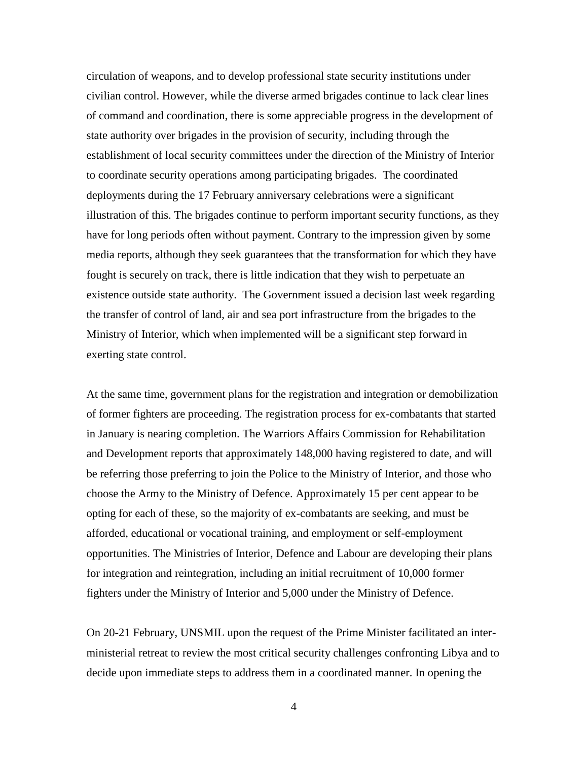circulation of weapons, and to develop professional state security institutions under civilian control. However, while the diverse armed brigades continue to lack clear lines of command and coordination, there is some appreciable progress in the development of state authority over brigades in the provision of security, including through the establishment of local security committees under the direction of the Ministry of Interior to coordinate security operations among participating brigades. The coordinated deployments during the 17 February anniversary celebrations were a significant illustration of this. The brigades continue to perform important security functions, as they have for long periods often without payment. Contrary to the impression given by some media reports, although they seek guarantees that the transformation for which they have fought is securely on track, there is little indication that they wish to perpetuate an existence outside state authority. The Government issued a decision last week regarding the transfer of control of land, air and sea port infrastructure from the brigades to the Ministry of Interior, which when implemented will be a significant step forward in exerting state control.

At the same time, government plans for the registration and integration or demobilization of former fighters are proceeding. The registration process for ex-combatants that started in January is nearing completion. The Warriors Affairs Commission for Rehabilitation and Development reports that approximately 148,000 having registered to date, and will be referring those preferring to join the Police to the Ministry of Interior, and those who choose the Army to the Ministry of Defence. Approximately 15 per cent appear to be opting for each of these, so the majority of ex-combatants are seeking, and must be afforded, educational or vocational training, and employment or self-employment opportunities. The Ministries of Interior, Defence and Labour are developing their plans for integration and reintegration, including an initial recruitment of 10,000 former fighters under the Ministry of Interior and 5,000 under the Ministry of Defence.

On 20-21 February, UNSMIL upon the request of the Prime Minister facilitated an inter-ministerial retreat to review the most critical security challenges confronting Libya and to decide upon immediate steps to address them in a coordinated manner. In opening the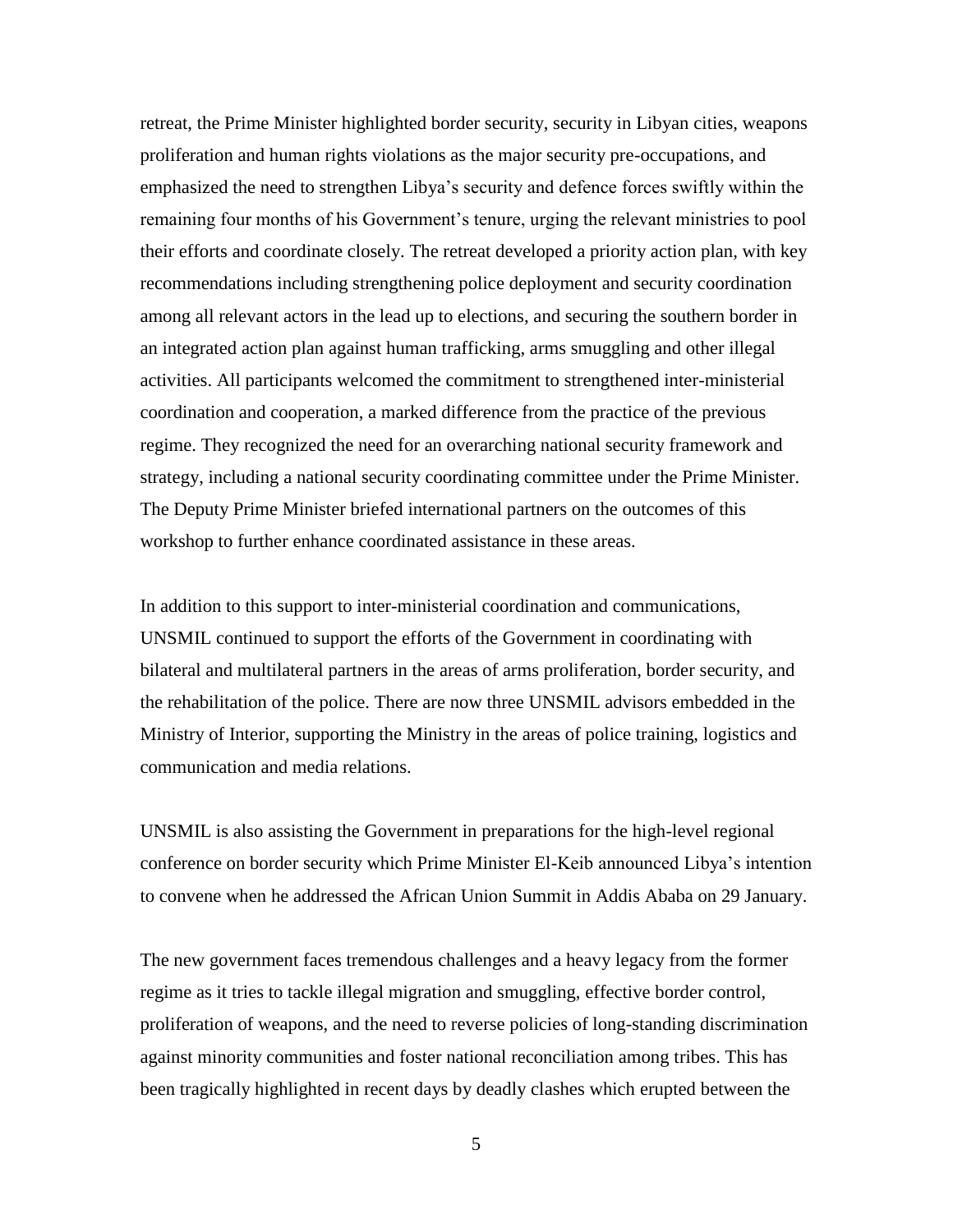retreat, the Prime Minister highlighted border security, security in Libyan cities, weapons proliferation and human rights violations as the major security pre-occupations, and emphasized the need to strengthen Libya's security and defence forces swiftly within the remaining four months of his Government's tenure, urging the relevant ministries to pool their efforts and coordinate closely. The retreat developed a priority action plan, with key recommendations including strengthening police deployment and security coordination among all relevant actors in the lead up to elections, and securing the southern border in an integrated action plan against human trafficking, arms smuggling and other illegal activities. All participants welcomed the commitment to strengthened inter-ministerial coordination and cooperation, a marked difference from the practice of the previous regime. They recognized the need for an overarching national security framework and strategy, including a national security coordinating committee under the Prime Minister. The Deputy Prime Minister briefed international partners on the outcomes of this workshop to further enhance coordinated assistance in these areas.

In addition to this support to inter-ministerial coordination and communications, UNSMIL continued to support the efforts of the Government in coordinating with bilateral and multilateral partners in the areas of arms proliferation, border security, and the rehabilitation of the police. There are now three UNSMIL advisors embedded in the Ministry of Interior, supporting the Ministry in the areas of police training, logistics and communication and media relations.

UNSMIL is also assisting the Government in preparations for the high-level regional conference on border security which Prime Minister El-Keib announced Libya's intention to convene when he addressed the African Union Summit in Addis Ababa on 29 January.

The new government faces tremendous challenges and a heavy legacy from the former regime as it tries to tackle illegal migration and smuggling, effective border control, proliferation of weapons, and the need to reverse policies of long-standing discrimination against minority communities and foster national reconciliation among tribes. This has been tragically highlighted in recent days by deadly clashes which erupted between the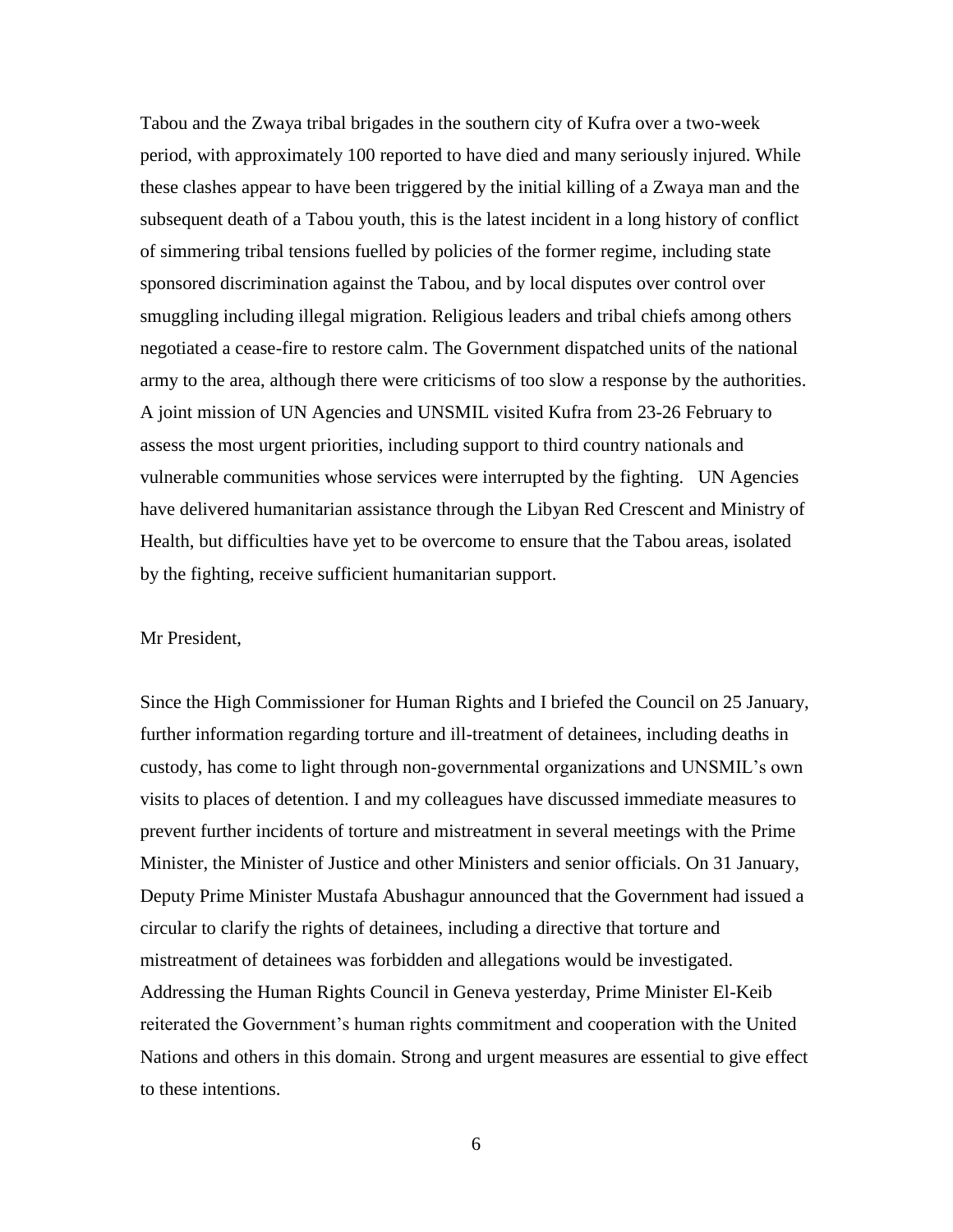Tabou and the Zwaya tribal brigades in the southern city of Kufra over a two-week period, with approximately 100 reported to have died and many seriously injured. While these clashes appear to have been triggered by the initial killing of a Zwaya man and the subsequent death of a Tabou youth, this is the latest incident in a long history of conflict of simmering tribal tensions fuelled by policies of the former regime, including state sponsored discrimination against the Tabou, and by local disputes over control over smuggling including illegal migration. Religious leaders and tribal chiefs among others negotiated a cease-fire to restore calm. The Government dispatched units of the national army to the area, although there were criticisms of too slow a response by the authorities. A joint mission of UN Agencies and UNSMIL visited Kufra from 23-26 February to assess the most urgent priorities, including support to third country nationals and vulnerable communities whose services were interrupted by the fighting. UN Agencies have delivered humanitarian assistance through the Libyan Red Crescent and Ministry of Health, but difficulties have yet to be overcome to ensure that the Tabou areas, isolated by the fighting, receive sufficient humanitarian support.

Mr President,

Since the High Commissioner for Human Rights and I briefed the Council on 25 January, further information regarding torture and ill-treatment of detainees, including deaths in custody, has come to light through non-governmental organizations and UNSMIL's own visits to places of detention. I and my colleagues have discussed immediate measures to prevent further incidents of torture and mistreatment in several meetings with the Prime Minister, the Minister of Justice and other Ministers and senior officials. On 31 January, Deputy Prime Minister Mustafa Abushagur announced that the Government had issued a circular to clarify the rights of detainees, including a directive that torture and mistreatment of detainees was forbidden and allegations would be investigated. Addressing the Human Rights Council in Geneva yesterday, Prime Minister El-Keib reiterated the Government's human rights commitment and cooperation with the United Nations and others in this domain. Strong and urgent measures are essential to give effect to these intentions.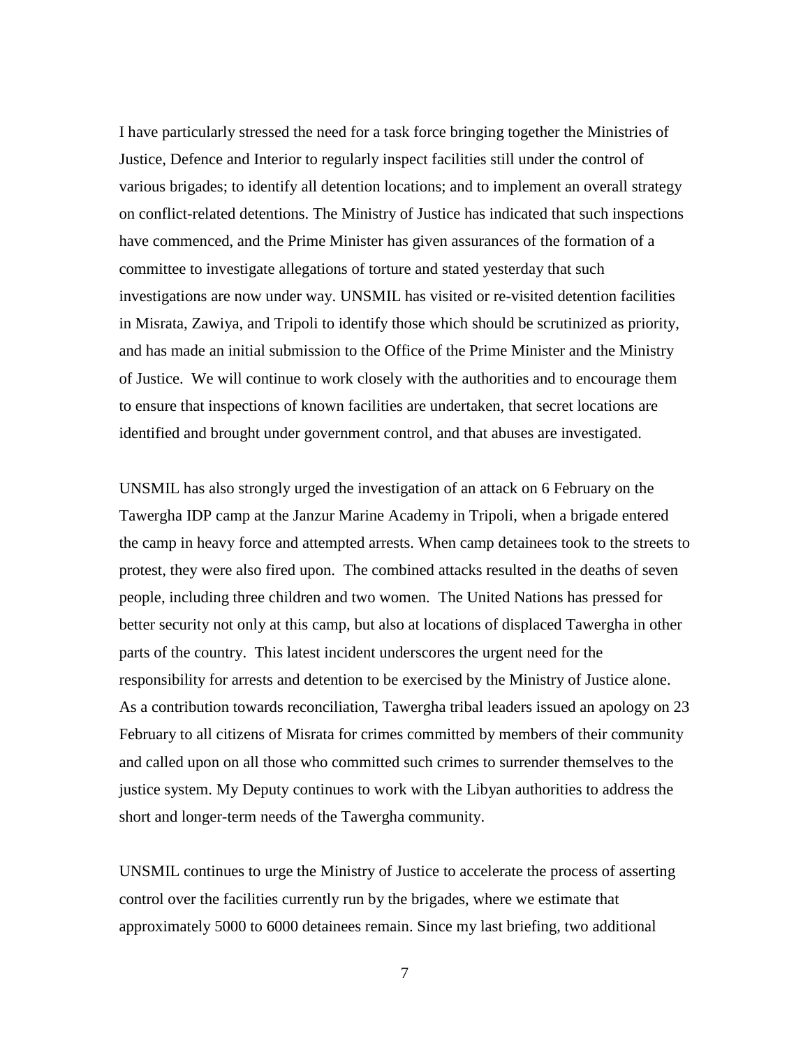I have particularly stressed the need for a task force bringing together the Ministries of Justice, Defence and Interior to regularly inspect facilities still under the control of various brigades; to identify all detention locations; and to implement an overall strategy on conflict-related detentions. The Ministry of Justice has indicated that such inspections have commenced, and the Prime Minister has given assurances of the formation of a committee to investigate allegations of torture and stated yesterday that such investigations are now under way. UNSMIL has visited or re-visited detention facilities in Misrata, Zawiya, and Tripoli to identify those which should be scrutinized as priority, and has made an initial submission to the Office of the Prime Minister and the Ministry of Justice. We will continue to work closely with the authorities and to encourage them to ensure that inspections of known facilities are undertaken, that secret locations are identified and brought under government control, and that abuses are investigated.

UNSMIL has also strongly urged the investigation of an attack on 6 February on the Tawergha IDP camp at the Janzur Marine Academy in Tripoli, when a brigade entered the camp in heavy force and attempted arrests. When camp detainees took to the streets to protest, they were also fired upon. The combined attacks resulted in the deaths of seven people, including three children and two women. The United Nations has pressed for better security not only at this camp, but also at locations of displaced Tawergha in other parts of the country. This latest incident underscores the urgent need for the responsibility for arrests and detention to be exercised by the Ministry of Justice alone. As a contribution towards reconciliation, Tawergha tribal leaders issued an apology on 23 February to all citizens of Misrata for crimes committed by members of their community and called upon on all those who committed such crimes to surrender themselves to the justice system. My Deputy continues to work with the Libyan authorities to address the short and longer-term needs of the Tawergha community.

UNSMIL continues to urge the Ministry of Justice to accelerate the process of asserting control over the facilities currently run by the brigades, where we estimate that approximately 5000 to 6000 detainees remain. Since my last briefing, two additional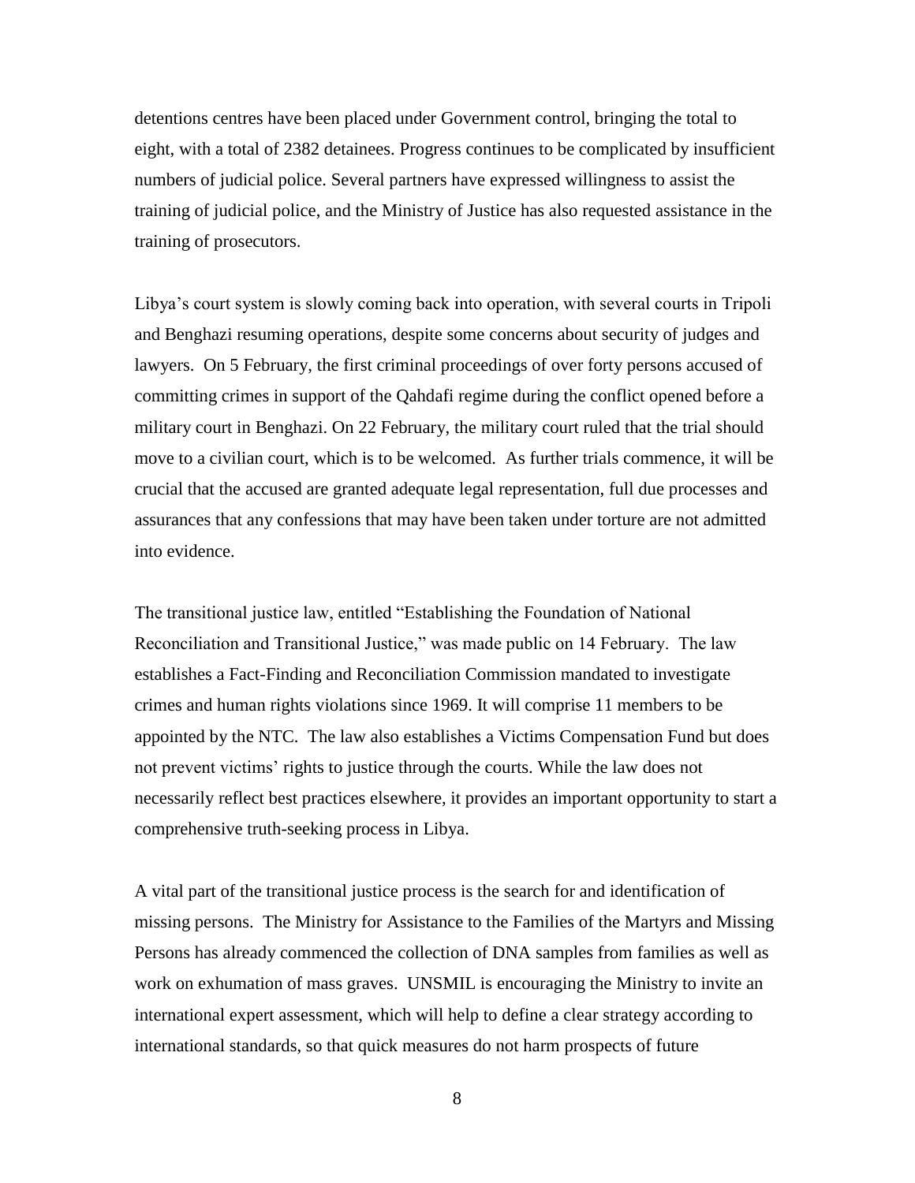detentions centres have been placed under Government control, bringing the total to eight, with a total of 2382 detainees. Progress continues to be complicated by insufficient numbers of judicial police. Several partners have expressed willingness to assist the training of judicial police, and the Ministry of Justice has also requested assistance in the training of prosecutors.

Libya's court system is slowly coming back into operation, with several courts in Tripoli and Benghazi resuming operations, despite some concerns about security of judges and lawyers. On 5 February, the first criminal proceedings of over forty persons accused of committing crimes in support of the Qahdafi regime during the conflict opened before a military court in Benghazi. On 22 February, the military court ruled that the trial should move to a civilian court, which is to be welcomed. As further trials commence, it will be crucial that the accused are granted adequate legal representation, full due processes and assurances that any confessions that may have been taken under torture are not admitted into evidence.

The transitional justice law, entitled "Establishing the Foundation of National Reconciliation and Transitional Justice," was made public on 14 February. The law establishes a Fact-Finding and Reconciliation Commission mandated to investigate crimes and human rights violations since 1969. It will comprise 11 members to be appointed by the NTC. The law also establishes a Victims Compensation Fund but does not prevent victims' rights to justice through the courts. While the law does not necessarily reflect best practices elsewhere, it provides an important opportunity to start a comprehensive truth-seeking process in Libya.

A vital part of the transitional justice process is the search for and identification of missing persons. The Ministry for Assistance to the Families of the Martyrs and Missing Persons has already commenced the collection of DNA samples from families as well as work on exhumation of mass graves. UNSMIL is encouraging the Ministry to invite an international expert assessment, which will help to define a clear strategy according to international standards, so that quick measures do not harm prospects of future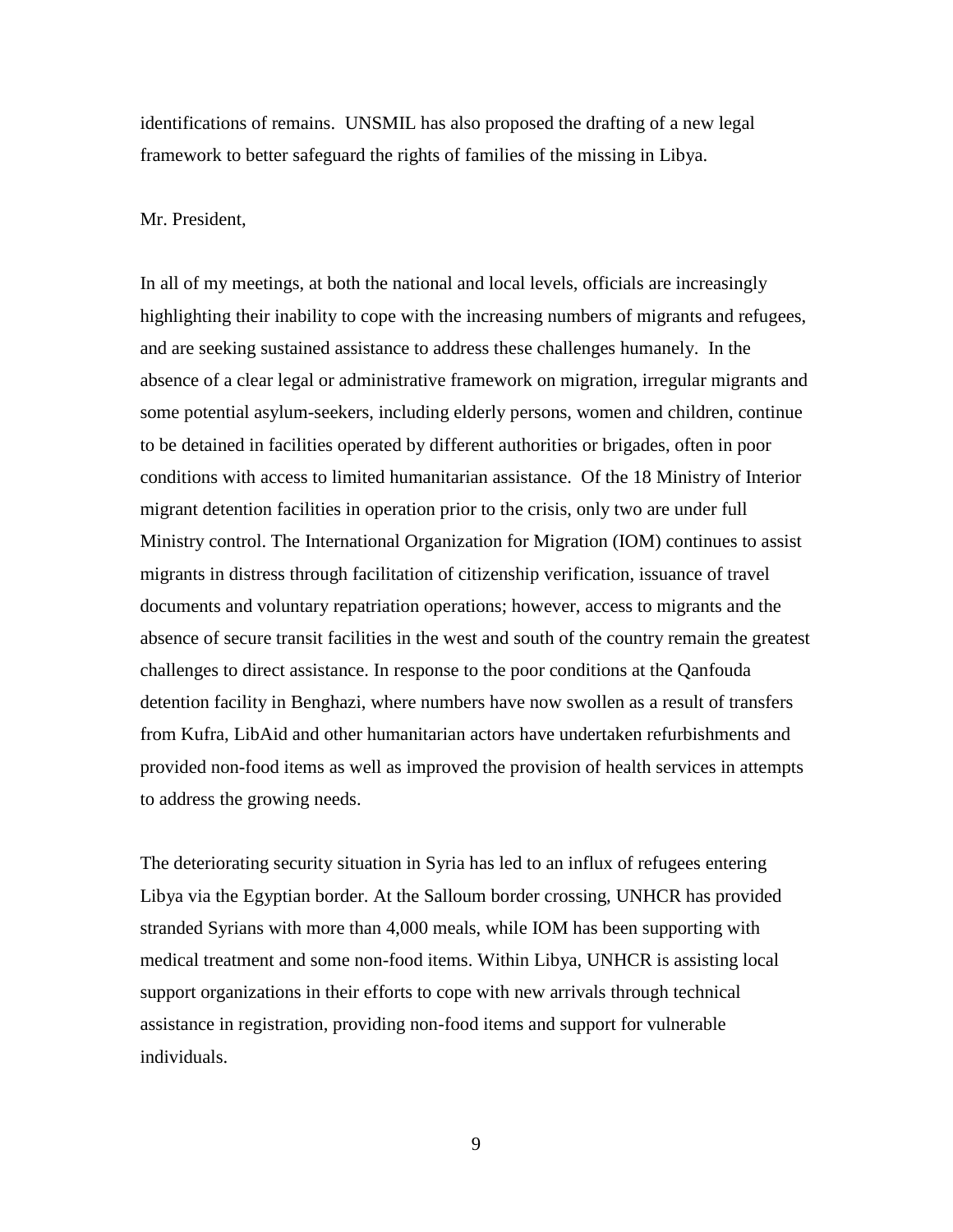identifications of remains. UNSMIL has also proposed the drafting of a new legal framework to better safeguard the rights of families of the missing in Libya.

Mr. President,

In all of my meetings, at both the national and local levels, officials are increasingly highlighting their inability to cope with the increasing numbers of migrants and refugees, and are seeking sustained assistance to address these challenges humanely. In the absence of a clear legal or administrative framework on migration, irregular migrants and some potential asylum-seekers, including elderly persons, women and children, continue to be detained in facilities operated by different authorities or brigades, often in poor conditions with access to limited humanitarian assistance. Of the 18 Ministry of Interior migrant detention facilities in operation prior to the crisis, only two are under full Ministry control. The International Organization for Migration (IOM) continues to assist migrants in distress through facilitation of citizenship verification, issuance of travel documents and voluntary repatriation operations; however, access to migrants and the absence of secure transit facilities in the west and south of the country remain the greatest challenges to direct assistance. In response to the poor conditions at the Qanfouda detention facility in Benghazi, where numbers have now swollen as a result of transfers from Kufra, LibAid and other humanitarian actors have undertaken refurbishments and provided non-food items as well as improved the provision of health services in attempts to address the growing needs.

The deteriorating security situation in Syria has led to an influx of refugees entering Libya via the Egyptian border. At the Salloum border crossing, UNHCR has provided stranded Syrians with more than 4,000 meals, while IOM has been supporting with medical treatment and some non-food items. Within Libya, UNHCR is assisting local support organizations in their efforts to cope with new arrivals through technical assistance in registration, providing non-food items and support for vulnerable individuals.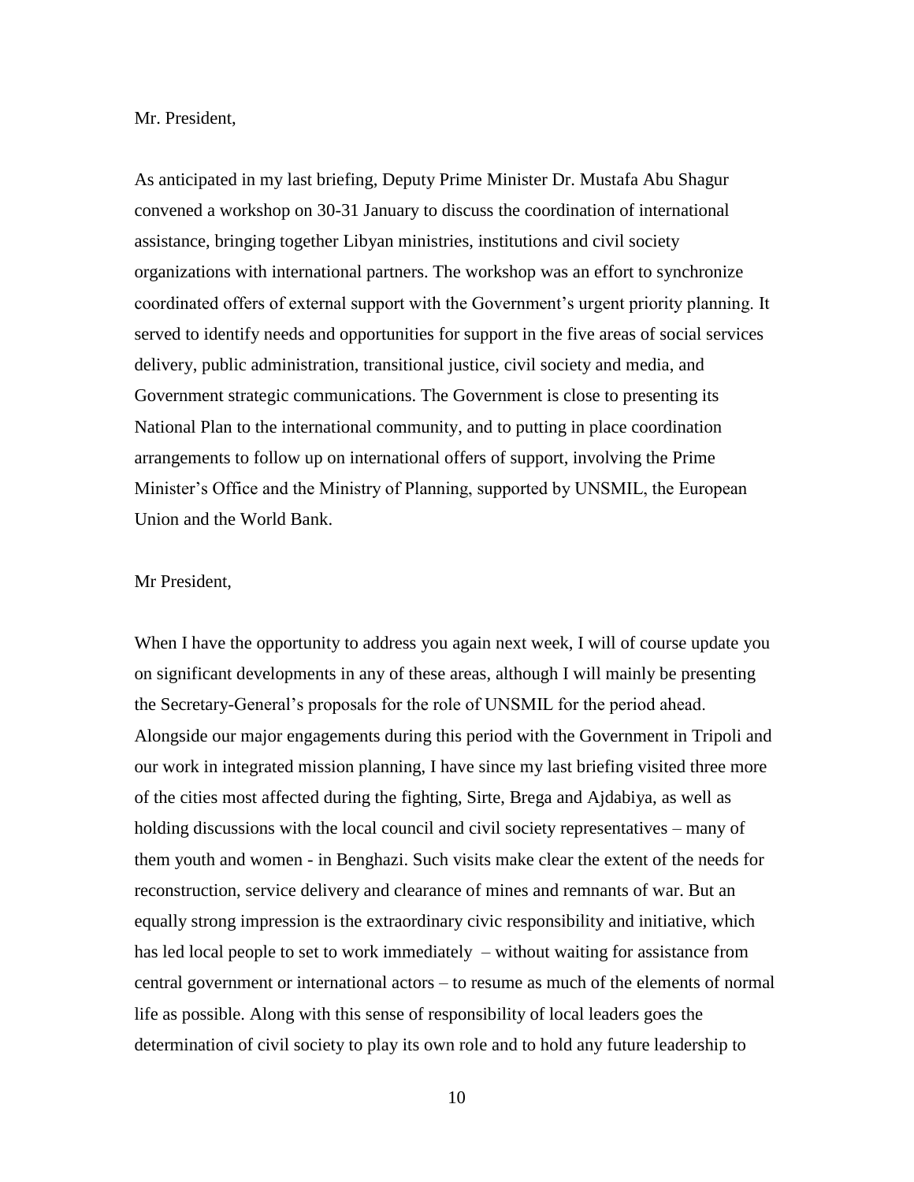Mr. President,

As anticipated in my last briefing, Deputy Prime Minister Dr. Mustafa Abu Shagur convened a workshop on 30-31 January to discuss the coordination of international assistance, bringing together Libyan ministries, institutions and civil society organizations with international partners. The workshop was an effort to synchronize coordinated offers of external support with the Government's urgent priority planning. It served to identify needs and opportunities for support in the five areas of social services delivery, public administration, transitional justice, civil society and media, and Government strategic communications. The Government is close to presenting its National Plan to the international community, and to putting in place coordination arrangements to follow up on international offers of support, involving the Prime Minister's Office and the Ministry of Planning, supported by UNSMIL, the European Union and the World Bank.

Mr President,

When I have the opportunity to address you again next week, I will of course update you on significant developments in any of these areas, although I will mainly be presenting the Secretary-General's proposals for the role of UNSMIL for the period ahead. Alongside our major engagements during this period with the Government in Tripoli and our work in integrated mission planning, I have since my last briefing visited three more of the cities most affected during the fighting, Sirte, Brega and Ajdabiya, as well as holding discussions with the local council and civil society representatives – many of them youth and women - in Benghazi. Such visits make clear the extent of the needs for reconstruction, service delivery and clearance of mines and remnants of war. But an equally strong impression is the extraordinary civic responsibility and initiative, which has led local people to set to work immediately – without waiting for assistance from central government or international actors – to resume as much of the elements of normal life as possible. Along with this sense of responsibility of local leaders goes the determination of civil society to play its own role and to hold any future leadership to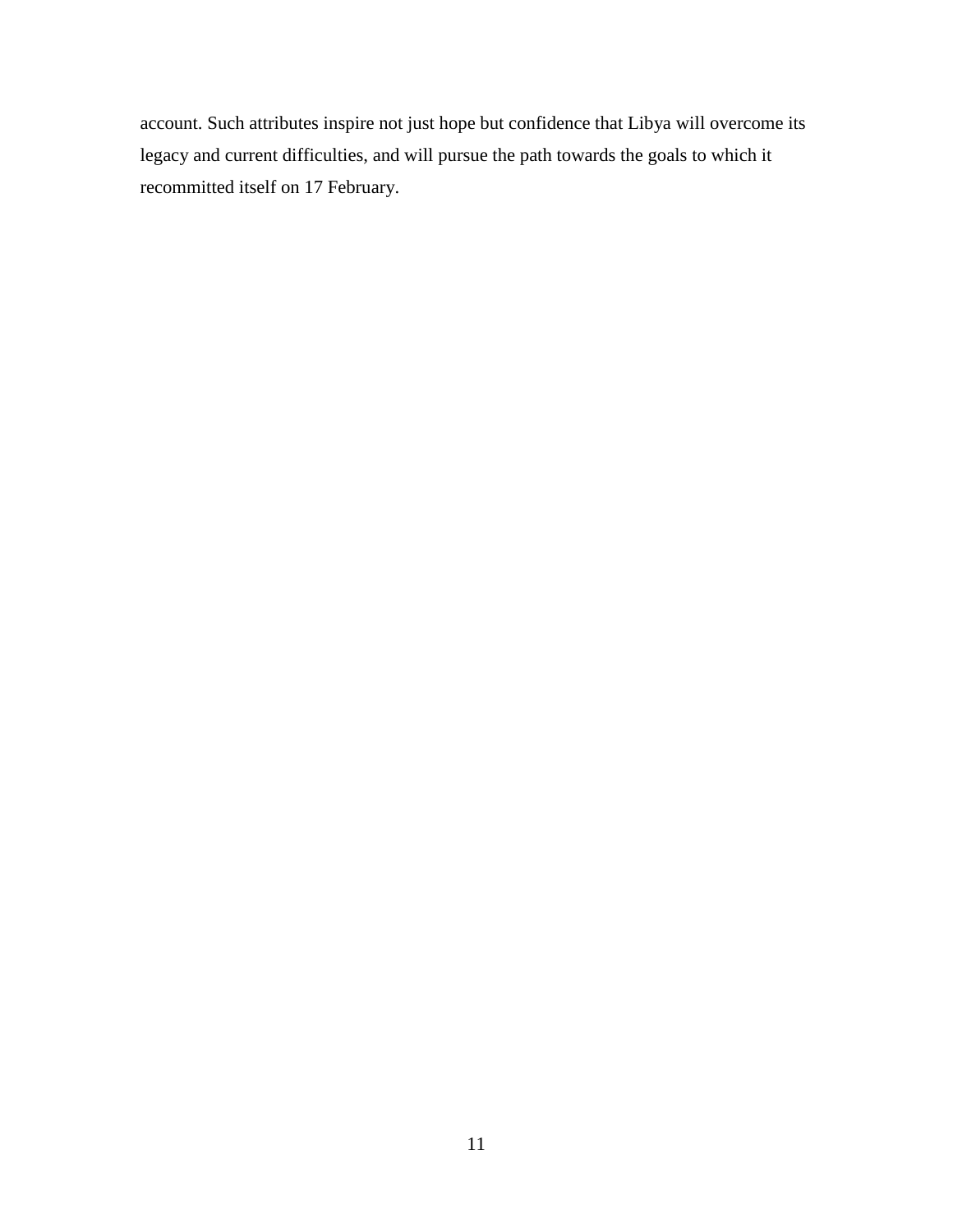account. Such attributes inspire not just hope but confidence that Libya will overcome its legacy and current difficulties, and will pursue the path towards the goals to which it recommitted itself on 17 February.